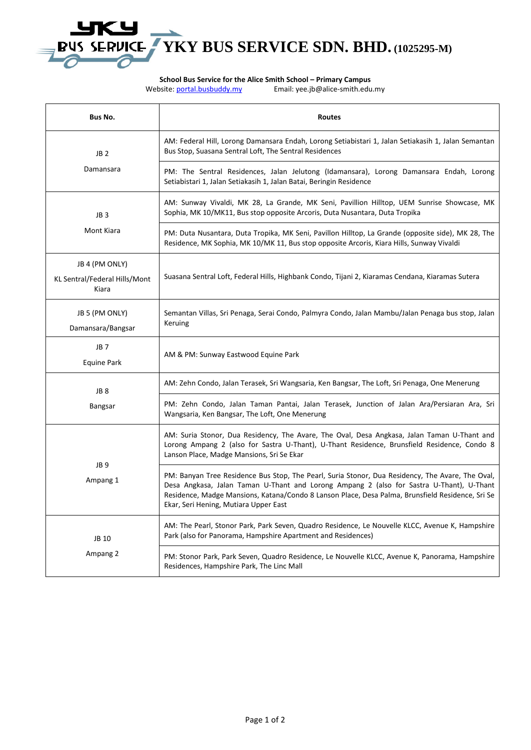# YKY BUS SERVICE SDN. BHD. (1025295-M)

**School Bus Service for the Alice Smith School – Primary Campus**

Website: portal.busbuddy.my Email: yee.jb@alice-smith.edu.my

| Bus No. | Routes |
|---|---|
| JB 2<br>Damansara | AM: Federal Hill, Lorong Damansara Endah, Lorong Setiabistari 1, Jalan Setiakasih 1, Jalan Semantan Bus Stop, Suasana Sentral Loft, The Sentral Residences |
| | PM: The Sentral Residences, Jalan Jelutong (Idamansara), Lorong Damansara Endah, Lorong Setiabistari 1, Jalan Setiakasih 1, Jalan Batai, Beringin Residence |
| JB 3<br>Mont Kiara | AM: Sunway Vivaldi, MK 28, La Grande, MK Seni, Pavillion Hilltop, UEM Sunrise Showcase, MK Sophia, MK 10/MK11, Bus stop opposite Arcoris, Duta Nusantara, Duta Tropika |
| | PM: Duta Nusantara, Duta Tropika, MK Seni, Pavillon Hilltop, La Grande (opposite side), MK 28, The Residence, MK Sophia, MK 10/MK 11, Bus stop opposite Arcoris, Kiara Hills, Sunway Vivaldi |
| JB 4 (PM ONLY)<br>KL Sentral/Federal Hills/Mont Kiara | Suasana Sentral Loft, Federal Hills, Highbank Condo, Tijani 2, Kiaramas Cendana, Kiaramas Sutera |
| JB 5 (PM ONLY)<br>Damansara/Bangsar | Semantan Villas, Sri Penaga, Serai Condo, Palmyra Condo, Jalan Mambu/Jalan Penaga bus stop, Jalan Keruing |
| JB 7<br>Equine Park | AM & PM: Sunway Eastwood Equine Park |
| JB 8<br>Bangsar | AM: Zehn Condo, Jalan Terasek, Sri Wangsaria, Ken Bangsar, The Loft, Sri Penaga, One Menerung |
| | PM: Zehn Condo, Jalan Taman Pantai, Jalan Terasek, Junction of Jalan Ara/Persiaran Ara, Sri Wangsaria, Ken Bangsar, The Loft, One Menerung |
| JB 9<br>Ampang 1 | AM: Suria Stonor, Dua Residency, The Avare, The Oval, Desa Angkasa, Jalan Taman U-Thant and Lorong Ampang 2 (also for Sastra U-Thant), U-Thant Residence, Brunsfield Residence, Condo 8 Lanson Place, Madge Mansions, Sri Se Ekar |
| | PM: Banyan Tree Residence Bus Stop, The Pearl, Suria Stonor, Dua Residency, The Avare, The Oval, Desa Angkasa, Jalan Taman U-Thant and Lorong Ampang 2 (also for Sastra U-Thant), U-Thant Residence, Madge Mansions, Katana/Condo 8 Lanson Place, Desa Palma, Brunsfield Residence, Sri Se Ekar, Seri Hening, Mutiara Upper East |
| JB 10<br>Ampang 2 | AM: The Pearl, Stonor Park, Park Seven, Quadro Residence, Le Nouvelle KLCC, Avenue K, Hampshire Park (also for Panorama, Hampshire Apartment and Residences) |
| | PM: Stonor Park, Park Seven, Quadro Residence, Le Nouvelle KLCC, Avenue K, Panorama, Hampshire Residences, Hampshire Park, The Linc Mall |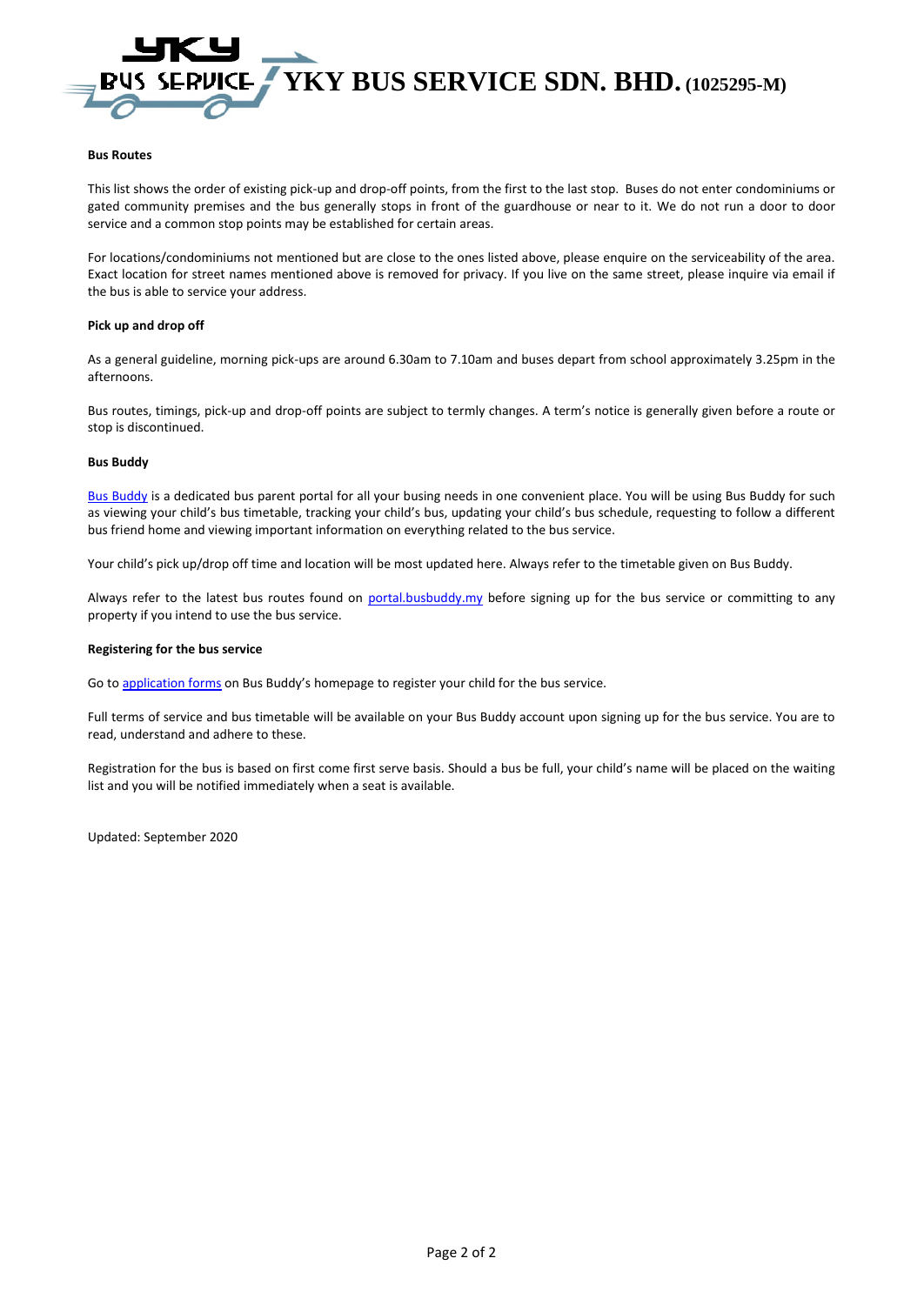# YKY BUS SERVICE SDN. BHD. (1025295-M)

**Bus Routes**

This list shows the order of existing pick-up and drop-off points, from the first to the last stop. Buses do not enter condominiums or gated community premises and the bus generally stops in front of the guardhouse or near to it. We do not run a door to door service and a common stop points may be established for certain areas.

For locations/condominiums not mentioned but are close to the ones listed above, please enquire on the serviceability of the area. Exact location for street names mentioned above is removed for privacy. If you live on the same street, please inquire via email if the bus is able to service your address.

**Pick up and drop off**

As a general guideline, morning pick-ups are around 6.30am to 7.10am and buses depart from school approximately 3.25pm in the afternoons.

Bus routes, timings, pick-up and drop-off points are subject to termly changes. A term's notice is generally given before a route or stop is discontinued.

**Bus Buddy**

Bus Buddy is a dedicated bus parent portal for all your busing needs in one convenient place. You will be using Bus Buddy for such as viewing your child's bus timetable, tracking your child's bus, updating your child's bus schedule, requesting to follow a different bus friend home and viewing important information on everything related to the bus service.

Your child's pick up/drop off time and location will be most updated here. Always refer to the timetable given on Bus Buddy.

Always refer to the latest bus routes found on portal.busbuddy.my before signing up for the bus service or committing to any property if you intend to use the bus service.

**Registering for the bus service**

Go to application forms on Bus Buddy's homepage to register your child for the bus service.

Full terms of service and bus timetable will be available on your Bus Buddy account upon signing up for the bus service. You are to read, understand and adhere to these.

Registration for the bus is based on first come first serve basis. Should a bus be full, your child's name will be placed on the waiting list and you will be notified immediately when a seat is available.

Updated: September 2020